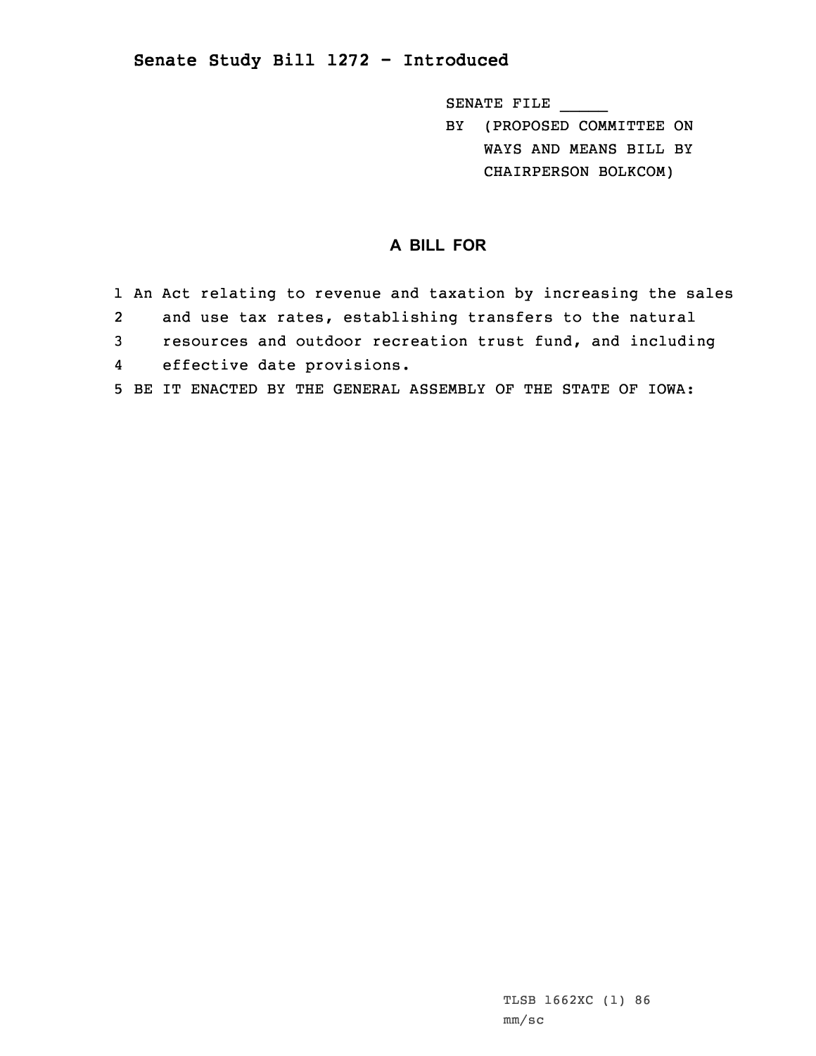## Senate Study Bill 1272 - Introduced

SENATE FILE _____

BY (PROPOSED COMMITTEE ON WAYS AND MEANS BILL BY CHAIRPERSON BOLKCOM)

### A BILL FOR

1 An Act relating to revenue and taxation by increasing the sales
2 and use tax rates, establishing transfers to the natural
3 resources and outdoor recreation trust fund, and including
4 effective date provisions.
5 BE IT ENACTED BY THE GENERAL ASSEMBLY OF THE STATE OF IOWA:

TLSB 1662XC (1) 86
mm/sc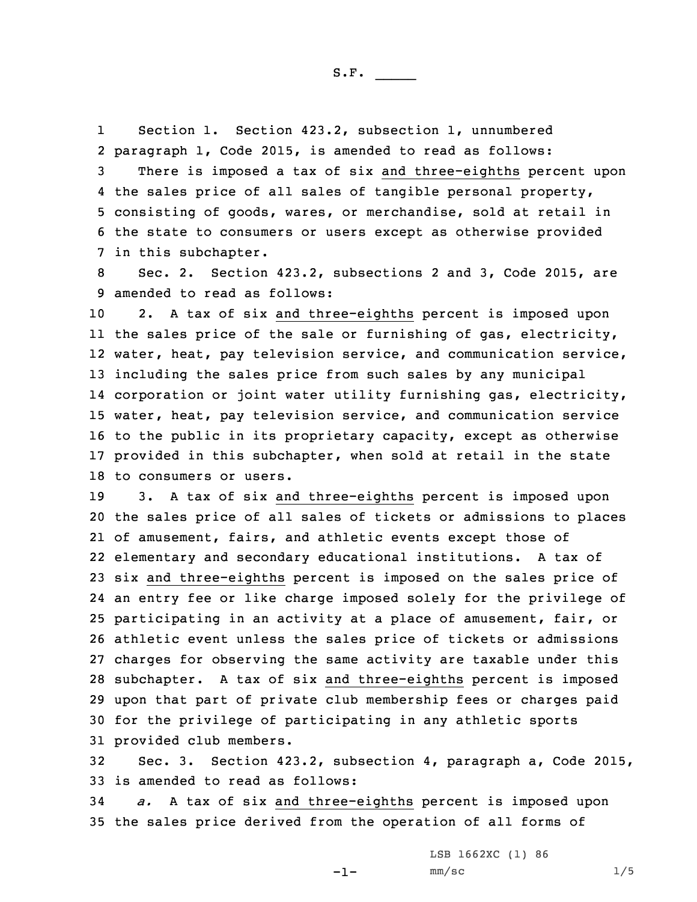Section 1. Section 423.2, subsection 1, unnumbered paragraph 1, Code 2015, is amended to read as follows:

There is imposed a tax of six and three-eighths percent upon the sales price of all sales of tangible personal property, consisting of goods, wares, or merchandise, sold at retail in the state to consumers or users except as otherwise provided in this subchapter.

Sec. 2. Section 423.2, subsections 2 and 3, Code 2015, are amended to read as follows:

2. A tax of six and three-eighths percent is imposed upon the sales price of the sale or furnishing of gas, electricity, water, heat, pay television service, and communication service, including the sales price from such sales by any municipal corporation or joint water utility furnishing gas, electricity, water, heat, pay television service, and communication service to the public in its proprietary capacity, except as otherwise provided in this subchapter, when sold at retail in the state to consumers or users.

3. A tax of six and three-eighths percent is imposed upon the sales price of all sales of tickets or admissions to places of amusement, fairs, and athletic events except those of elementary and secondary educational institutions. A tax of six and three-eighths percent is imposed on the sales price of an entry fee or like charge imposed solely for the privilege of participating in an activity at a place of amusement, fair, or athletic event unless the sales price of tickets or admissions charges for observing the same activity are taxable under this subchapter. A tax of six and three-eighths percent is imposed upon that part of private club membership fees or charges paid for the privilege of participating in any athletic sports provided club members.

Sec. 3. Section 423.2, subsection 4, paragraph a, Code 2015, is amended to read as follows:

*a.* A tax of six and three-eighths percent is imposed upon the sales price derived from the operation of all forms of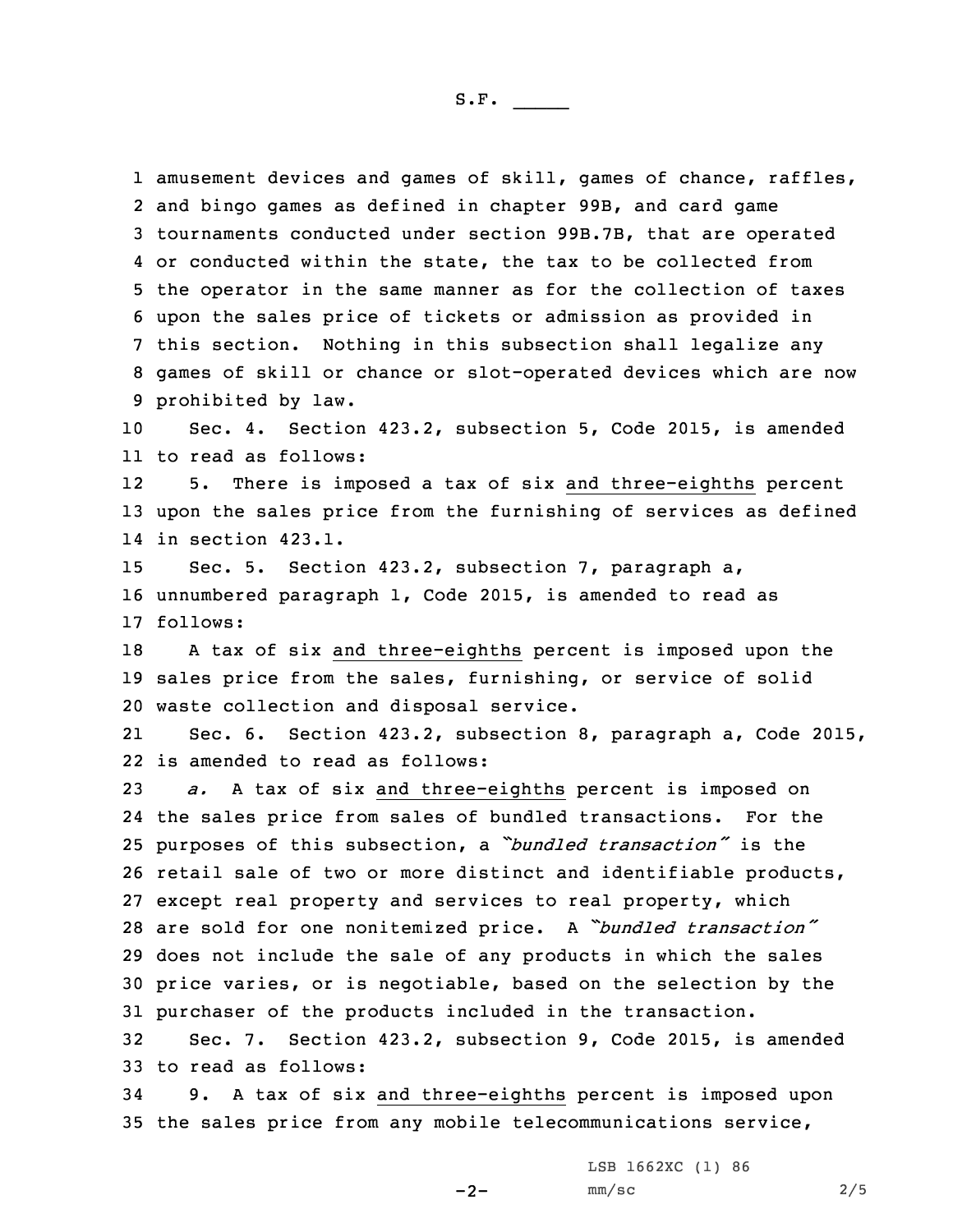amusement devices and games of skill, games of chance, raffles, and bingo games as defined in chapter 99B, and card game tournaments conducted under section 99B.7B, that are operated or conducted within the state, the tax to be collected from the operator in the same manner as for the collection of taxes upon the sales price of tickets or admission as provided in this section. Nothing in this subsection shall legalize any games of skill or chance or slot-operated devices which are now prohibited by law.

Sec. 4. Section 423.2, subsection 5, Code 2015, is amended to read as follows:

5. There is imposed a tax of six and three-eighths percent upon the sales price from the furnishing of services as defined in section 423.1.

Sec. 5. Section 423.2, subsection 7, paragraph a, unnumbered paragraph 1, Code 2015, is amended to read as follows:

A tax of six and three-eighths percent is imposed upon the sales price from the sales, furnishing, or service of solid waste collection and disposal service.

Sec. 6. Section 423.2, subsection 8, paragraph a, Code 2015, is amended to read as follows:

*a.* A tax of six and three-eighths percent is imposed on the sales price from sales of bundled transactions. For the purposes of this subsection, a *"bundled transaction"* is the retail sale of two or more distinct and identifiable products, except real property and services to real property, which are sold for one nonitemized price. A *"bundled transaction"* does not include the sale of any products in which the sales price varies, or is negotiable, based on the selection by the purchaser of the products included in the transaction.

Sec. 7. Section 423.2, subsection 9, Code 2015, is amended to read as follows:

9. A tax of six and three-eighths percent is imposed upon the sales price from any mobile telecommunications service,

LSB 1662XC (1) 86
mm/sc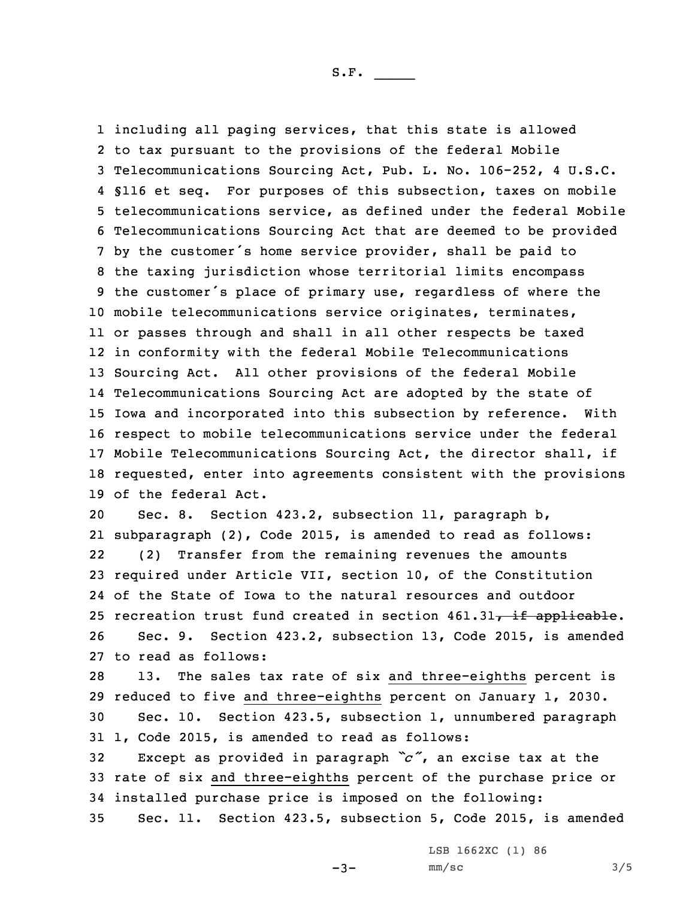including all paging services, that this state is allowed to tax pursuant to the provisions of the federal Mobile Telecommunications Sourcing Act, Pub. L. No. 106-252, 4 U.S.C. §116 et seq. For purposes of this subsection, taxes on mobile telecommunications service, as defined under the federal Mobile Telecommunications Sourcing Act that are deemed to be provided by the customer's home service provider, shall be paid to the taxing jurisdiction whose territorial limits encompass the customer's place of primary use, regardless of where the mobile telecommunications service originates, terminates, or passes through and shall in all other respects be taxed in conformity with the federal Mobile Telecommunications Sourcing Act. All other provisions of the federal Mobile Telecommunications Sourcing Act are adopted by the state of Iowa and incorporated into this subsection by reference. With respect to mobile telecommunications service under the federal Mobile Telecommunications Sourcing Act, the director shall, if requested, enter into agreements consistent with the provisions of the federal Act.

Sec. 8. Section 423.2, subsection 11, paragraph b, subparagraph (2), Code 2015, is amended to read as follows:

(2) Transfer from the remaining revenues the amounts required under Article VII, section 10, of the Constitution of the State of Iowa to the natural resources and outdoor recreation trust fund created in section 461.31~~, if applicable~~.

Sec. 9. Section 423.2, subsection 13, Code 2015, is amended to read as follows:

13. The sales tax rate of six and three-eighths percent is reduced to five and three-eighths percent on January 1, 2030.

Sec. 10. Section 423.5, subsection 1, unnumbered paragraph 1, Code 2015, is amended to read as follows:

Except as provided in paragraph *"c"*, an excise tax at the rate of six and three-eighths percent of the purchase price or installed purchase price is imposed on the following:

Sec. 11. Section 423.5, subsection 5, Code 2015, is amended

LSB 1662XC (1) 86
mm/sc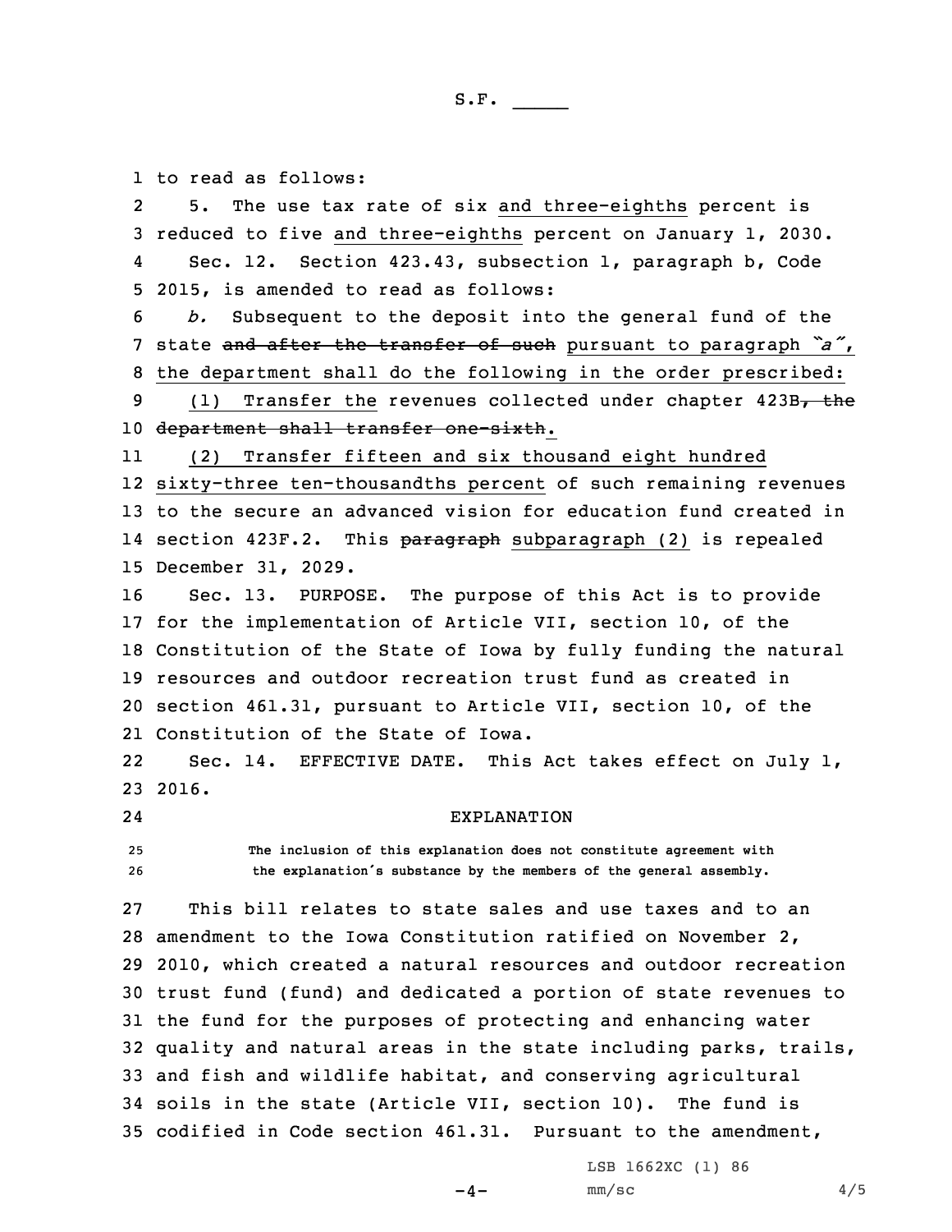to read as follows:

5. The use tax rate of six and three-eighths percent is reduced to five and three-eighths percent on January 1, 2030.

Sec. 12. Section 423.43, subsection 1, paragraph b, Code 2015, is amended to read as follows:

*b.* Subsequent to the deposit into the general fund of the state ~~and after the transfer of such~~ pursuant to paragraph *"a"*, the department shall do the following in the order prescribed:

(1) Transfer the revenues collected under chapter 423B~~, the department shall transfer one-sixth~~.

(2) Transfer fifteen and six thousand eight hundred sixty-three ten-thousandths percent of such remaining revenues to the secure an advanced vision for education fund created in section 423F.2. This ~~paragraph~~ subparagraph (2) is repealed December 31, 2029.

Sec. 13. PURPOSE. The purpose of this Act is to provide for the implementation of Article VII, section 10, of the Constitution of the State of Iowa by fully funding the natural resources and outdoor recreation trust fund as created in section 461.31, pursuant to Article VII, section 10, of the Constitution of the State of Iowa.

Sec. 14. EFFECTIVE DATE. This Act takes effect on July 1, 2016.

## EXPLANATION

**The inclusion of this explanation does not constitute agreement with the explanation's substance by the members of the general assembly.**

This bill relates to state sales and use taxes and to an amendment to the Iowa Constitution ratified on November 2, 2010, which created a natural resources and outdoor recreation trust fund (fund) and dedicated a portion of state revenues to the fund for the purposes of protecting and enhancing water quality and natural areas in the state including parks, trails, and fish and wildlife habitat, and conserving agricultural soils in the state (Article VII, section 10). The fund is codified in Code section 461.31. Pursuant to the amendment,

LSB 1662XC (1) 86
mm/sc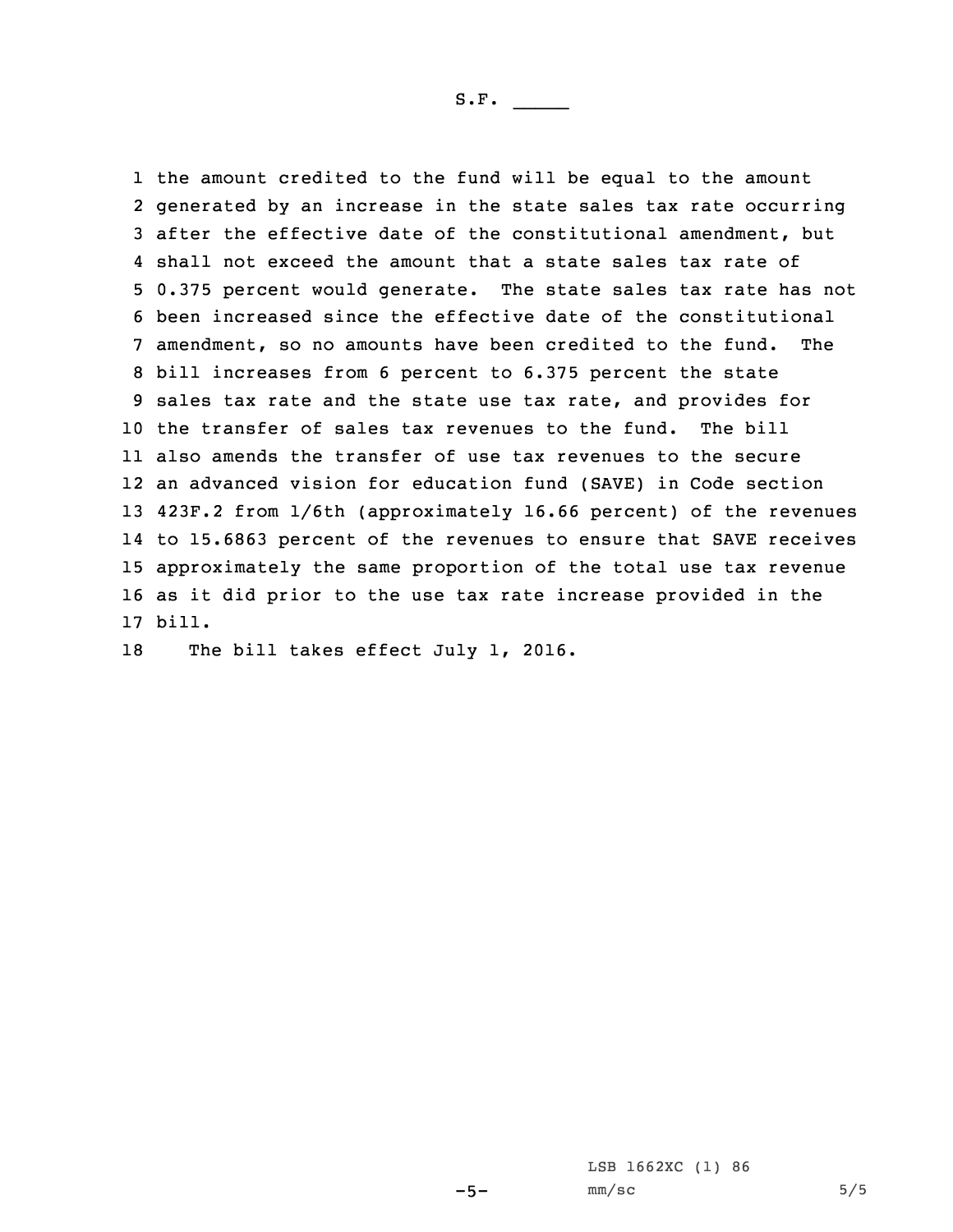the amount credited to the fund will be equal to the amount generated by an increase in the state sales tax rate occurring after the effective date of the constitutional amendment, but shall not exceed the amount that a state sales tax rate of 0.375 percent would generate. The state sales tax rate has not been increased since the effective date of the constitutional amendment, so no amounts have been credited to the fund. The bill increases from 6 percent to 6.375 percent the state sales tax rate and the state use tax rate, and provides for the transfer of sales tax revenues to the fund. The bill also amends the transfer of use tax revenues to the secure an advanced vision for education fund (SAVE) in Code section 423F.2 from 1/6th (approximately 16.66 percent) of the revenues to 15.6863 percent of the revenues to ensure that SAVE receives approximately the same proportion of the total use tax revenue as it did prior to the use tax rate increase provided in the bill.

The bill takes effect July 1, 2016.